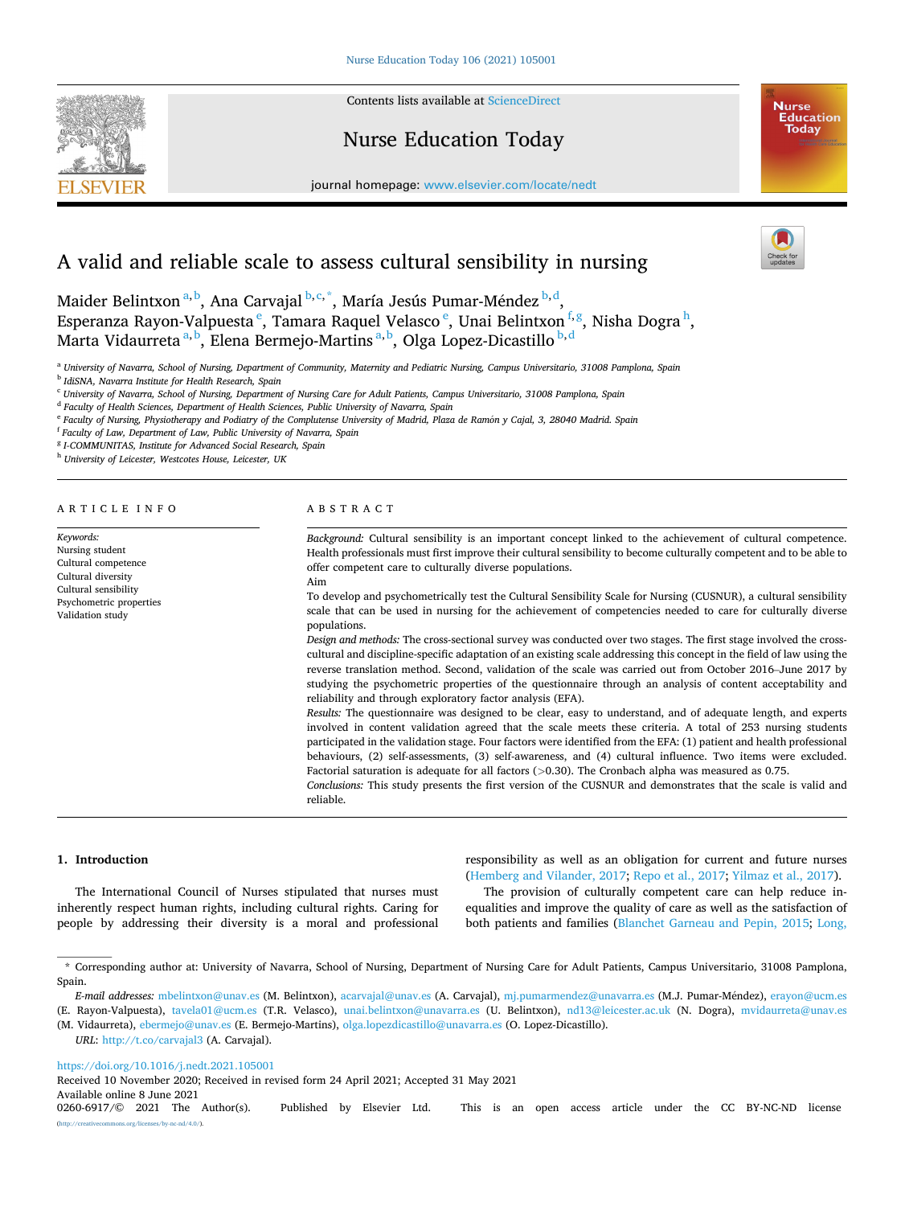# A valid and reliable scale to assess cultural sensibility in nursing

Maider Belintxon [a,b], Ana Carvajal [b,c,*], María Jesús Pumar-Méndez [b,d], Esperanza Rayon-Valpuesta [e], Tamara Raquel Velasco [e], Unai Belintxon [f,g], Nisha Dogra [h], Marta Vidaurreta [a,b], Elena Bermejo-Martins [a,b], Olga Lopez-Dicastillo [b,d]

[a] University of Navarra, School of Nursing, Department of Community, Maternity and Pediatric Nursing, Campus Universitario, 31008 Pamplona, Spain

[b] IdiSNA, Navarra Institute for Health Research, Spain

[c] University of Navarra, School of Nursing, Department of Nursing Care for Adult Patients, Campus Universitario, 31008 Pamplona, Spain

[d] Faculty of Health Sciences, Department of Health Sciences, Public University of Navarra, Spain

[e] Faculty of Nursing, Physiotherapy and Podiatry of the Complutense University of Madrid, Plaza de Ramón y Cajal, 3, 28040 Madrid. Spain

[f] Faculty of Law, Department of Law, Public University of Navarra, Spain

[g] I-COMMUNITAS, Institute for Advanced Social Research, Spain

[h] University of Leicester, Westcotes House, Leicester, UK

## ARTICLE INFO

*Keywords:*
Nursing student
Cultural competence
Cultural diversity
Cultural sensibility
Psychometric properties
Validation study

## ABSTRACT

*Background:* Cultural sensibility is an important concept linked to the achievement of cultural competence. Health professionals must first improve their cultural sensibility to become culturally competent and to be able to offer competent care to culturally diverse populations.

Aim

To develop and psychometrically test the Cultural Sensibility Scale for Nursing (CUSNUR), a cultural sensibility scale that can be used in nursing for the achievement of competencies needed to care for culturally diverse populations.

*Design and methods:* The cross-sectional survey was conducted over two stages. The first stage involved the cross-cultural and discipline-specific adaptation of an existing scale addressing this concept in the field of law using the reverse translation method. Second, validation of the scale was carried out from October 2016–June 2017 by studying the psychometric properties of the questionnaire through an analysis of content acceptability and reliability and through exploratory factor analysis (EFA).

*Results:* The questionnaire was designed to be clear, easy to understand, and of adequate length, and experts involved in content validation agreed that the scale meets these criteria. A total of 253 nursing students participated in the validation stage. Four factors were identified from the EFA: (1) patient and health professional behaviours, (2) self-assessments, (3) self-awareness, and (4) cultural influence. Two items were excluded. Factorial saturation is adequate for all factors (>0.30). The Cronbach alpha was measured as 0.75.

*Conclusions:* This study presents the first version of the CUSNUR and demonstrates that the scale is valid and reliable.

## 1. Introduction

The International Council of Nurses stipulated that nurses must inherently respect human rights, including cultural rights. Caring for people by addressing their diversity is a moral and professional responsibility as well as an obligation for current and future nurses (Hemberg and Vilander, 2017; Repo et al., 2017; Yilmaz et al., 2017).

The provision of culturally competent care can help reduce inequalities and improve the quality of care as well as the satisfaction of both patients and families (Blanchet Garneau and Pepin, 2015; Long,

---

* Corresponding author at: University of Navarra, School of Nursing, Department of Nursing Care for Adult Patients, Campus Universitario, 31008 Pamplona, Spain.

*E-mail addresses:* mbelintxon@unav.es (M. Belintxon), acarvajal@unav.es (A. Carvajal), mj.pumarmendez@unavarra.es (M.J. Pumar-Méndez), erayon@ucm.es (E. Rayon-Valpuesta), tavela01@ucm.es (T.R. Velasco), unai.belintxon@unavarra.es (U. Belintxon), nd13@leicester.ac.uk (N. Dogra), mvidaurreta@unav.es (M. Vidaurreta), ebermejo@unav.es (E. Bermejo-Martins), olga.lopezdicastillo@unavarra.es (O. Lopez-Dicastillo).

*URL:* http://t.co/carvajal3 (A. Carvajal).

https://doi.org/10.1016/j.nedt.2021.105001
Received 10 November 2020; Received in revised form 24 April 2021; Accepted 31 May 2021
Available online 8 June 2021
0260-6917/© 2021 The Author(s). Published by Elsevier Ltd. This is an open access article under the CC BY-NC-ND license (http://creativecommons.org/licenses/by-nc-nd/4.0/).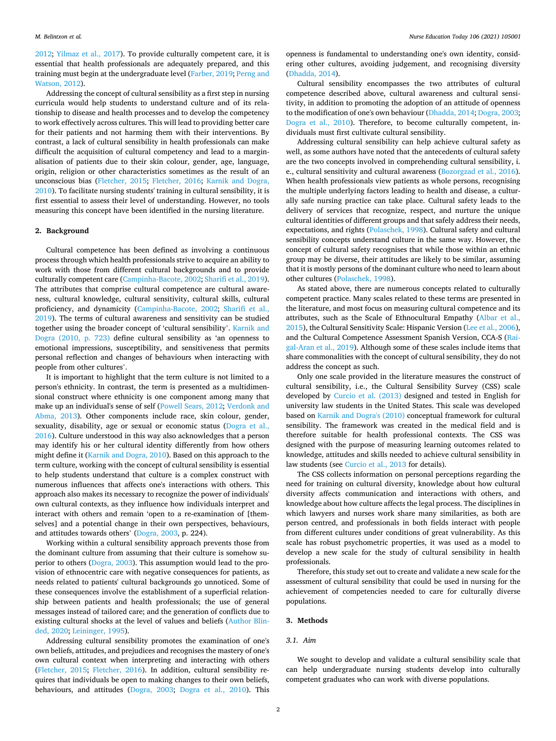2012; Yilmaz et al., 2017). To provide culturally competent care, it is essential that health professionals are adequately prepared, and this training must begin at the undergraduate level (Farber, 2019; Perng and Watson, 2012).

Addressing the concept of cultural sensibility as a first step in nursing curricula would help students to understand culture and of its relationship to disease and health processes and to develop the competency to work effectively across cultures. This will lead to providing better care for their patients and not harming them with their interventions. By contrast, a lack of cultural sensibility in health professionals can make difficult the acquisition of cultural competency and lead to a marginalisation of patients due to their skin colour, gender, age, language, origin, religion or other characteristics sometimes as the result of an unconscious bias (Fletcher, 2015; Fletcher, 2016; Karnik and Dogra, 2010). To facilitate nursing students' training in cultural sensibility, it is first essential to assess their level of understanding. However, no tools measuring this concept have been identified in the nursing literature.

## 2. Background

Cultural competence has been defined as involving a continuous process through which health professionals strive to acquire an ability to work with those from different cultural backgrounds and to provide culturally competent care (Campinha-Bacote, 2002; Sharifi et al., 2019). The attributes that comprise cultural competence are cultural awareness, cultural knowledge, cultural sensitivity, cultural skills, cultural proficiency, and dynamicity (Campinha-Bacote, 2002; Sharifi et al., 2019). The terms of cultural awareness and sensitivity can be studied together using the broader concept of 'cultural sensibility'. Karnik and Dogra (2010, p. 723) define cultural sensibility as 'an openness to emotional impressions, susceptibility, and sensitiveness that permits personal reflection and changes of behaviours when interacting with people from other cultures'.

It is important to highlight that the term culture is not limited to a person's ethnicity. In contrast, the term is presented as a multidimensional construct where ethnicity is one component among many that make up an individual's sense of self (Powell Sears, 2012; Verdonk and Abma, 2013). Other components include race, skin colour, gender, sexuality, disability, age or sexual or economic status (Dogra et al., 2016). Culture understood in this way also acknowledges that a person may identify his or her cultural identity differently from how others might define it (Karnik and Dogra, 2010). Based on this approach to the term culture, working with the concept of cultural sensibility is essential to help students understand that culture is a complex construct with numerous influences that affects one's interactions with others. This approach also makes its necessary to recognize the power of individuals' own cultural contexts, as they influence how individuals interpret and interact with others and remain 'open to a re-examination of [themselves] and a potential change in their own perspectives, behaviours, and attitudes towards others' (Dogra, 2003, p. 224).

Working within a cultural sensibility approach prevents those from the dominant culture from assuming that their culture is somehow superior to others (Dogra, 2003). This assumption would lead to the provision of ethnocentric care with negative consequences for patients, as needs related to patients' cultural backgrounds go unnoticed. Some of these consequences involve the establishment of a superficial relationship between patients and health professionals; the use of general messages instead of tailored care; and the generation of conflicts due to existing cultural shocks at the level of values and beliefs (Author Blinded, 2020; Leininger, 1995).

Addressing cultural sensibility promotes the examination of one's own beliefs, attitudes, and prejudices and recognises the mastery of one's own cultural context when interpreting and interacting with others (Fletcher, 2015; Fletcher, 2016). In addition, cultural sensibility requires that individuals be open to making changes to their own beliefs, behaviours, and attitudes (Dogra, 2003; Dogra et al., 2010). This openness is fundamental to understanding one's own identity, considering other cultures, avoiding judgement, and recognising diversity (Dhadda, 2014).

Cultural sensibility encompasses the two attributes of cultural competence described above, cultural awareness and cultural sensitivity, in addition to promoting the adoption of an attitude of openness to the modification of one's own behaviour (Dhadda, 2014; Dogra, 2003; Dogra et al., 2010). Therefore, to become culturally competent, individuals must first cultivate cultural sensibility.

Addressing cultural sensibility can help achieve cultural safety as well, as some authors have noted that the antecedents of cultural safety are the two concepts involved in comprehending cultural sensibility, i.e., cultural sensitivity and cultural awareness (Bozorgzad et al., 2016). When health professionals view patients as whole persons, recognising the multiple underlying factors leading to health and disease, a culturally safe nursing practice can take place. Cultural safety leads to the delivery of services that recognize, respect, and nurture the unique cultural identities of different groups and that safely address their needs, expectations, and rights (Polaschek, 1998). Cultural safety and cultural sensibility concepts understand culture in the same way. However, the concept of cultural safety recognises that while those within an ethnic group may be diverse, their attitudes are likely to be similar, assuming that it is mostly persons of the dominant culture who need to learn about other cultures (Polaschek, 1998).

As stated above, there are numerous concepts related to culturally competent practice. Many scales related to these terms are presented in the literature, and most focus on measuring cultural competence and its attributes, such as the Scale of Ethnocultural Empathy (Albar et al., 2015), the Cultural Sensitivity Scale: Hispanic Version (Lee et al., 2006), and the Cultural Competence Assessment Spanish Version, CCA-S (Raigal-Aran et al., 2019). Although some of these scales include items that share commonalities with the concept of cultural sensibility, they do not address the concept as such.

Only one scale provided in the literature measures the construct of cultural sensibility, i.e., the Cultural Sensibility Survey (CSS) scale developed by Curcio et al. (2013) designed and tested in English for university law students in the United States. This scale was developed based on Karnik and Dogra's (2010) conceptual framework for cultural sensibility. The framework was created in the medical field and is therefore suitable for health professional contexts. The CSS was designed with the purpose of measuring learning outcomes related to knowledge, attitudes and skills needed to achieve cultural sensibility in law students (see Curcio et al., 2013 for details).

The CSS collects information on personal perceptions regarding the need for training on cultural diversity, knowledge about how cultural diversity affects communication and interactions with others, and knowledge about how culture affects the legal process. The disciplines in which lawyers and nurses work share many similarities, as both are person centred, and professionals in both fields interact with people from different cultures under conditions of great vulnerability. As this scale has robust psychometric properties, it was used as a model to develop a new scale for the study of cultural sensibility in health professionals.

Therefore, this study set out to create and validate a new scale for the assessment of cultural sensibility that could be used in nursing for the achievement of competencies needed to care for culturally diverse populations.

## 3. Methods

### 3.1. Aim

We sought to develop and validate a cultural sensibility scale that can help undergraduate nursing students develop into culturally competent graduates who can work with diverse populations.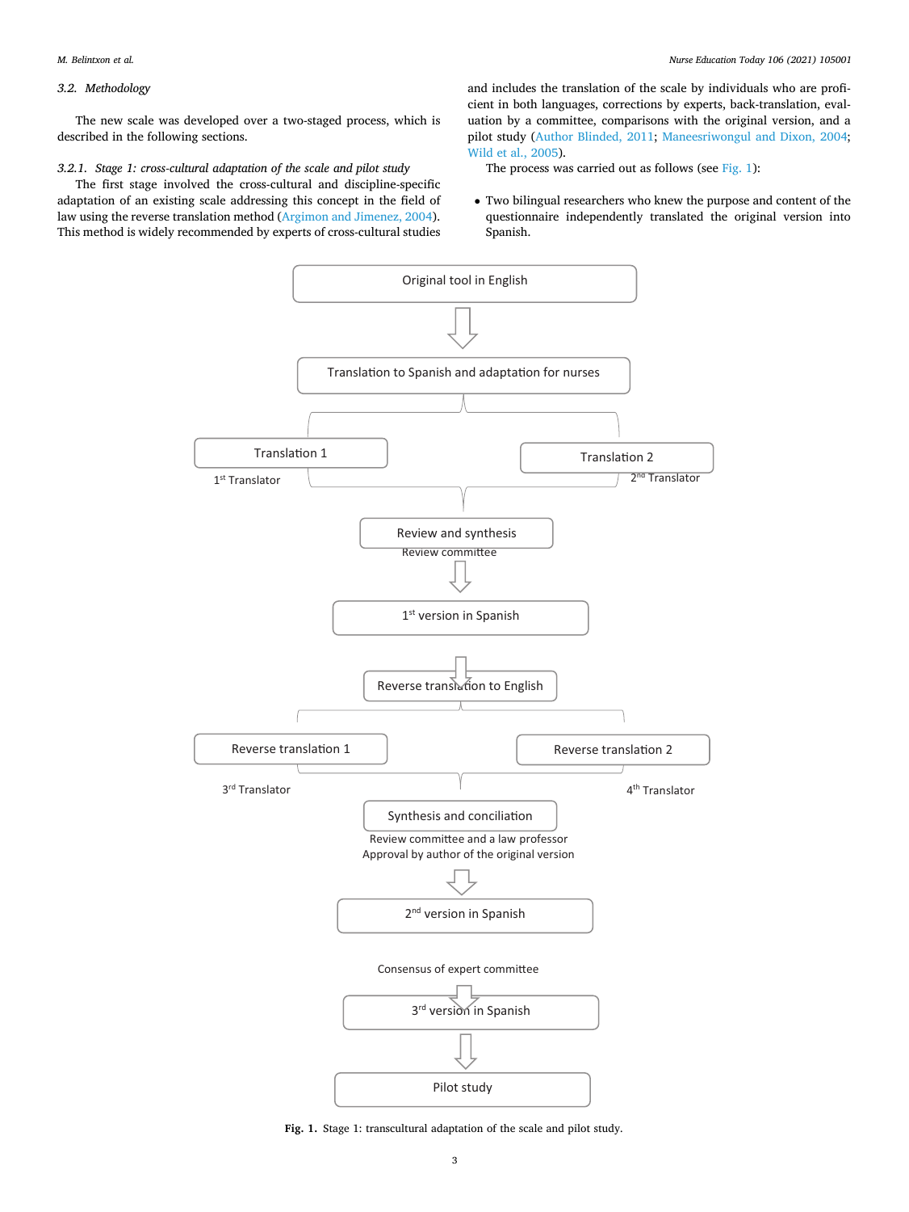### 3.2. Methodology

The new scale was developed over a two-staged process, which is described in the following sections.

#### 3.2.1. Stage 1: cross-cultural adaptation of the scale and pilot study

The first stage involved the cross-cultural and discipline-specific adaptation of an existing scale addressing this concept in the field of law using the reverse translation method (Argimon and Jimenez, 2004). This method is widely recommended by experts of cross-cultural studies and includes the translation of the scale by individuals who are proficient in both languages, corrections by experts, back-translation, evaluation by a committee, comparisons with the original version, and a pilot study (Author Blinded, 2011; Maneesriwongul and Dixon, 2004; Wild et al., 2005).

The process was carried out as follows (see Fig. 1):

- Two bilingual researchers who knew the purpose and content of the questionnaire independently translated the original version into Spanish.

Original tool in English

Translation to Spanish and adaptation for nurses

Translation 1 — 1st Translator

Translation 2 — 2nd Translator

Review and synthesis — Review committee

1st version in Spanish

Reverse translation to English

Reverse translation 1 — 3rd Translator

Reverse translation 2 — 4th Translator

Synthesis and conciliation — Review committee and a law professor; Approval by author of the original version

2nd version in Spanish

Consensus of expert committee

3rd version in Spanish

Pilot study

**Fig. 1.** Stage 1: transcultural adaptation of the scale and pilot study.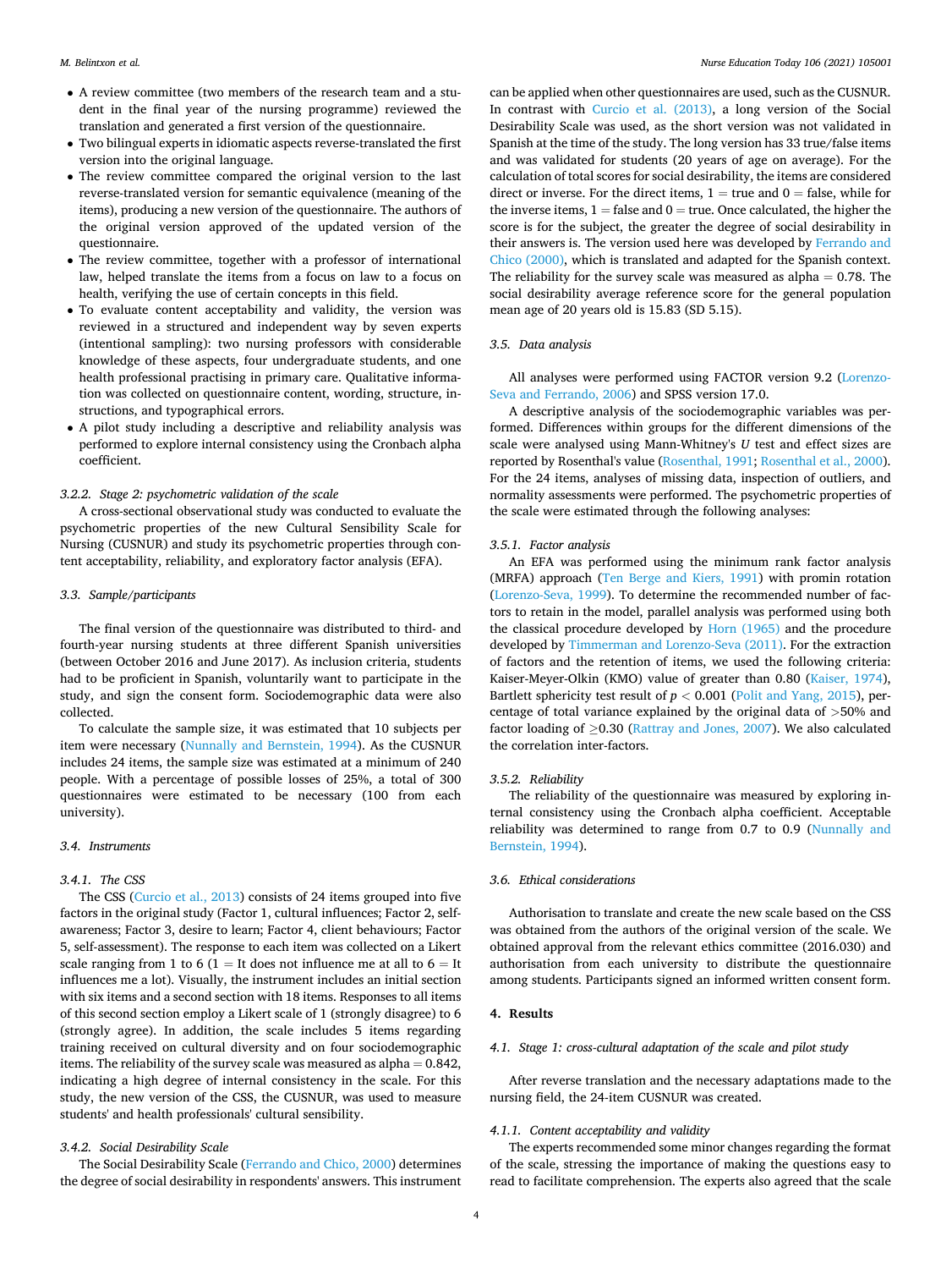- A review committee (two members of the research team and a student in the final year of the nursing programme) reviewed the translation and generated a first version of the questionnaire.
- Two bilingual experts in idiomatic aspects reverse-translated the first version into the original language.
- The review committee compared the original version to the last reverse-translated version for semantic equivalence (meaning of the items), producing a new version of the questionnaire. The authors of the original version approved of the updated version of the questionnaire.
- The review committee, together with a professor of international law, helped translate the items from a focus on law to a focus on health, verifying the use of certain concepts in this field.
- To evaluate content acceptability and validity, the version was reviewed in a structured and independent way by seven experts (intentional sampling): two nursing professors with considerable knowledge of these aspects, four undergraduate students, and one health professional practising in primary care. Qualitative information was collected on questionnaire content, wording, structure, instructions, and typographical errors.
- A pilot study including a descriptive and reliability analysis was performed to explore internal consistency using the Cronbach alpha coefficient.

#### 3.2.2. Stage 2: psychometric validation of the scale

A cross-sectional observational study was conducted to evaluate the psychometric properties of the new Cultural Sensibility Scale for Nursing (CUSNUR) and study its psychometric properties through content acceptability, reliability, and exploratory factor analysis (EFA).

### 3.3. Sample/participants

The final version of the questionnaire was distributed to third- and fourth-year nursing students at three different Spanish universities (between October 2016 and June 2017). As inclusion criteria, students had to be proficient in Spanish, voluntarily want to participate in the study, and sign the consent form. Sociodemographic data were also collected.

To calculate the sample size, it was estimated that 10 subjects per item were necessary (Nunnally and Bernstein, 1994). As the CUSNUR includes 24 items, the sample size was estimated at a minimum of 240 people. With a percentage of possible losses of 25%, a total of 300 questionnaires were estimated to be necessary (100 from each university).

### 3.4. Instruments

#### 3.4.1. The CSS

The CSS (Curcio et al., 2013) consists of 24 items grouped into five factors in the original study (Factor 1, cultural influences; Factor 2, self-awareness; Factor 3, desire to learn; Factor 4, client behaviours; Factor 5, self-assessment). The response to each item was collected on a Likert scale ranging from 1 to 6 (1 = It does not influence me at all to 6 = It influences me a lot). Visually, the instrument includes an initial section with six items and a second section with 18 items. Responses to all items of this second section employ a Likert scale of 1 (strongly disagree) to 6 (strongly agree). In addition, the scale includes 5 items regarding training received on cultural diversity and on four sociodemographic items. The reliability of the survey scale was measured as alpha = 0.842, indicating a high degree of internal consistency in the scale. For this study, the new version of the CSS, the CUSNUR, was used to measure students' and health professionals' cultural sensibility.

#### 3.4.2. Social Desirability Scale

The Social Desirability Scale (Ferrando and Chico, 2000) determines the degree of social desirability in respondents' answers. This instrument can be applied when other questionnaires are used, such as the CUSNUR. In contrast with Curcio et al. (2013), a long version of the Social Desirability Scale was used, as the short version was not validated in Spanish at the time of the study. The long version has 33 true/false items and was validated for students (20 years of age on average). For the calculation of total scores for social desirability, the items are considered direct or inverse. For the direct items, 1 = true and 0 = false, while for the inverse items, 1 = false and 0 = true. Once calculated, the higher the score is for the subject, the greater the degree of social desirability in their answers is. The version used here was developed by Ferrando and Chico (2000), which is translated and adapted for the Spanish context. The reliability for the survey scale was measured as alpha = 0.78. The social desirability average reference score for the general population mean age of 20 years old is 15.83 (SD 5.15).

### 3.5. Data analysis

All analyses were performed using FACTOR version 9.2 (Lorenzo-Seva and Ferrando, 2006) and SPSS version 17.0.

A descriptive analysis of the sociodemographic variables was performed. Differences within groups for the different dimensions of the scale were analysed using Mann-Whitney's $U$ test and effect sizes are reported by Rosenthal's value (Rosenthal, 1991; Rosenthal et al., 2000). For the 24 items, analyses of missing data, inspection of outliers, and normality assessments were performed. The psychometric properties of the scale were estimated through the following analyses:

#### 3.5.1. Factor analysis

An EFA was performed using the minimum rank factor analysis (MRFA) approach (Ten Berge and Kiers, 1991) with promin rotation (Lorenzo-Seva, 1999). To determine the recommended number of factors to retain in the model, parallel analysis was performed using both the classical procedure developed by Horn (1965) and the procedure developed by Timmerman and Lorenzo-Seva (2011). For the extraction of factors and the retention of items, we used the following criteria: Kaiser-Meyer-Olkin (KMO) value of greater than 0.80 (Kaiser, 1974), Bartlett sphericity test result of $p < 0.001$ (Polit and Yang, 2015), percentage of total variance explained by the original data of >50% and factor loading of ≥0.30 (Rattray and Jones, 2007). We also calculated the correlation inter-factors.

#### 3.5.2. Reliability

The reliability of the questionnaire was measured by exploring internal consistency using the Cronbach alpha coefficient. Acceptable reliability was determined to range from 0.7 to 0.9 (Nunnally and Bernstein, 1994).

### 3.6. Ethical considerations

Authorisation to translate and create the new scale based on the CSS was obtained from the authors of the original version of the scale. We obtained approval from the relevant ethics committee (2016.030) and authorisation from each university to distribute the questionnaire among students. Participants signed an informed written consent form.

## 4. Results

### 4.1. Stage 1: cross-cultural adaptation of the scale and pilot study

After reverse translation and the necessary adaptations made to the nursing field, the 24-item CUSNUR was created.

#### 4.1.1. Content acceptability and validity

The experts recommended some minor changes regarding the format of the scale, stressing the importance of making the questions easy to read to facilitate comprehension. The experts also agreed that the scale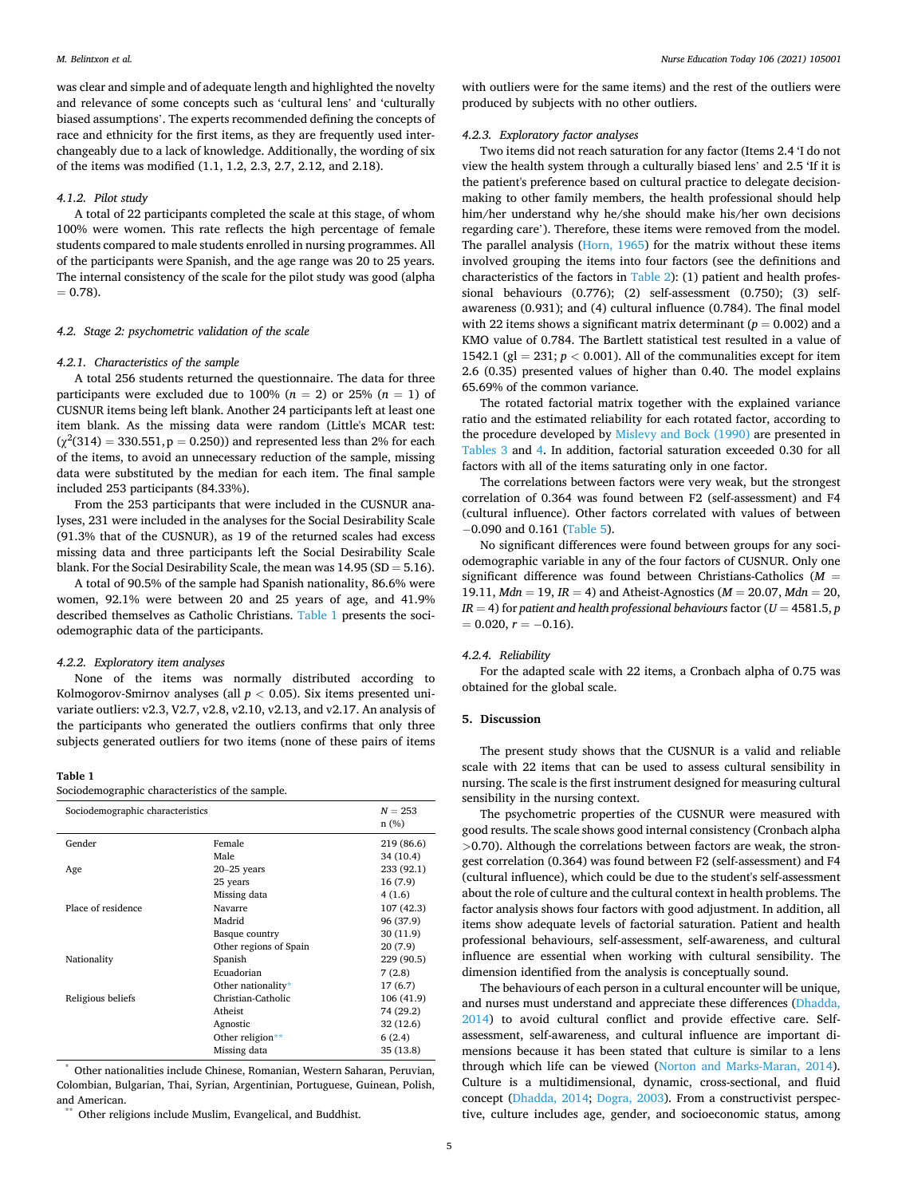was clear and simple and of adequate length and highlighted the novelty and relevance of some concepts such as 'cultural lens' and 'culturally biased assumptions'. The experts recommended defining the concepts of race and ethnicity for the first items, as they are frequently used interchangeably due to a lack of knowledge. Additionally, the wording of six of the items was modified (1.1, 1.2, 2.3, 2.7, 2.12, and 2.18).

#### 4.1.2. Pilot study

A total of 22 participants completed the scale at this stage, of whom 100% were women. This rate reflects the high percentage of female students compared to male students enrolled in nursing programmes. All of the participants were Spanish, and the age range was 20 to 25 years. The internal consistency of the scale for the pilot study was good (alpha = 0.78).

### 4.2. Stage 2: psychometric validation of the scale

#### 4.2.1. Characteristics of the sample

A total 256 students returned the questionnaire. The data for three participants were excluded due to 100% ($n = 2$) or 25% ($n = 1$) of CUSNUR items being left blank. Another 24 participants left at least one item blank. As the missing data were random (Little's MCAR test: ($\chi^2(314) = 330.551, p = 0.250$)) and represented less than 2% for each of the items, to avoid an unnecessary reduction of the sample, missing data were substituted by the median for each item. The final sample included 253 participants (84.33%).

From the 253 participants that were included in the CUSNUR analyses, 231 were included in the analyses for the Social Desirability Scale (91.3% that of the CUSNUR), as 19 of the returned scales had excess missing data and three participants left the Social Desirability Scale blank. For the Social Desirability Scale, the mean was 14.95 (SD = 5.16).

A total of 90.5% of the sample had Spanish nationality, 86.6% were women, 92.1% were between 20 and 25 years of age, and 41.9% described themselves as Catholic Christians. Table 1 presents the sociodemographic data of the participants.

#### 4.2.2. Exploratory item analyses

None of the items was normally distributed according to Kolmogorov-Smirnov analyses (all $p < 0.05$). Six items presented univariate outliers: v2.3, V2.7, v2.8, v2.10, v2.13, and v2.17. An analysis of the participants who generated the outliers confirms that only three subjects generated outliers for two items (none of these pairs of items with outliers were for the same items) and the rest of the outliers were produced by subjects with no other outliers.

**Table 1**
Sociodemographic characteristics of the sample.

| Sociodemographic characteristics | | $N = 253$ n (%) |
|---|---|---|
| Gender | Female | 219 (86.6) |
| | Male | 34 (10.4) |
| Age | 20–25 years | 233 (92.1) |
| | 25 years | 16 (7.9) |
| | Missing data | 4 (1.6) |
| Place of residence | Navarre | 107 (42.3) |
| | Madrid | 96 (37.9) |
| | Basque country | 30 (11.9) |
| | Other regions of Spain | 20 (7.9) |
| Nationality | Spanish | 229 (90.5) |
| | Ecuadorian | 7 (2.8) |
| | Other nationality* | 17 (6.7) |
| Religious beliefs | Christian-Catholic | 106 (41.9) |
| | Atheist | 74 (29.2) |
| | Agnostic | 32 (12.6) |
| | Other religion** | 6 (2.4) |
| | Missing data | 35 (13.8) |

\* Other nationalities include Chinese, Romanian, Western Sahara, Peruvian, Colombian, Bulgarian, Thai, Syrian, Argentinian, Portuguese, Guinean, Polish, and American.

\*\* Other religions include Muslim, Evangelical, and Buddhist.

#### 4.2.3. Exploratory factor analyses

Two items did not reach saturation for any factor (Items 2.4 'I do not view the health system through a culturally biased lens' and 2.5 'If it is the patient's preference based on cultural practice to delegate decision-making to other family members, the health professional should help him/her understand why he/she should make his/her own decisions regarding care'). Therefore, these items were removed from the model. The parallel analysis (Horn, 1965) for the matrix without these items involved grouping the items into four factors (see the definitions and characteristics of the factors in Table 2): (1) patient and health professional behaviours (0.776); (2) self-assessment (0.750); (3) self-awareness (0.931); and (4) cultural influence (0.784). The final model with 22 items shows a significant matrix determinant ($p = 0.002$) and a KMO value of 0.784. The Bartlett statistical test resulted in a value of 1542.1 (gl = 231; $p < 0.001$). All of the communalities except for item 2.6 (0.35) presented values of higher than 0.40. The model explains 65.69% of the common variance.

The rotated factorial matrix together with the explained variance ratio and the estimated reliability for each rotated factor, according to the procedure developed by Mislevy and Bock (1990) are presented in Tables 3 and 4. In addition, factorial saturation exceeded 0.30 for all factors with all of the items saturating only in one factor.

The correlations between factors were very weak, but the strongest correlation of 0.364 was found between F2 (self-assessment) and F4 (cultural influence). Other factors correlated with values of between −0.090 and 0.161 (Table 5).

No significant differences were found between groups for any sociodemographic variable in any of the four factors of CUSNUR. Only one significant difference was found between Christians-Catholics ($M$ = 19.11, $Mdn$ = 19, $IR$ = 4) and Atheist-Agnostics ($M$ = 20.07, $Mdn$ = 20, $IR$ = 4) for *patient and health professional behaviours* factor ($U$ = 4581.5, $p$ = 0.020, $r$ = −0.16).

#### 4.2.4. Reliability

For the adapted scale with 22 items, a Cronbach alpha of 0.75 was obtained for the global scale.

## 5. Discussion

The present study shows that the CUSNUR is a valid and reliable scale with 22 items that can be used to assess cultural sensibility in nursing. The scale is the first instrument designed for measuring cultural sensibility in the nursing context.

The psychometric properties of the CUSNUR were measured with good results. The scale shows good internal consistency (Cronbach alpha >0.70). Although the correlations between factors are weak, the strongest correlation (0.364) was found between F2 (self-assessment) and F4 (cultural influence), which could be due to the student's self-assessment about the role of culture and the cultural context in health problems. The factor analysis shows four factors with good adjustment. In addition, all items show adequate levels of factorial saturation. Patient and health professional behaviours, self-assessment, self-awareness, and cultural influence are essential when working with cultural sensibility. The dimension identified from the analysis is conceptually sound.

The behaviours of each person in a cultural encounter will be unique, and nurses must understand and appreciate these differences (Dhadda, 2014) to avoid cultural conflict and provide effective care. Self-assessment, self-awareness, and cultural influence are important dimensions because it has been stated that culture is similar to a lens through which life can be viewed (Norton and Marks-Maran, 2014). Culture is a multidimensional, dynamic, cross-sectional, and fluid concept (Dhadda, 2014; Dogra, 2003). From a constructivist perspective, culture includes age, gender, and socioeconomic status, among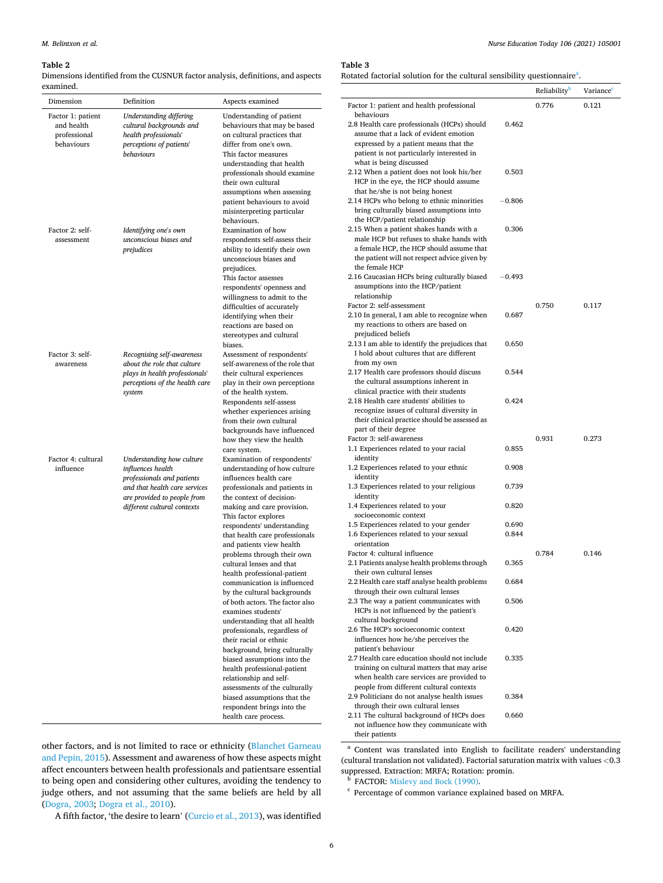**Table 2**
Dimensions identified from the CUSNUR factor analysis, definitions, and aspects examined.

| Dimension | Definition | Aspects examined |
|---|---|---|
| Factor 1: patient and health professional behaviours | *Understanding differing cultural backgrounds and health professionals' perceptions of patients' behaviours* | Understanding of patient behaviours that may be based on cultural practices that differ from one's own. This factor measures understanding that health professionals should examine their own cultural assumptions when assessing patient behaviours to avoid misinterpreting particular behaviours. |
| Factor 2: self-assessment | *Identifying one's own unconscious biases and prejudices* | Examination of how respondents self-assess their ability to identify their own unconscious biases and prejudices. This factor assesses respondents' openness and willingness to admit to the difficulties of accurately identifying when their reactions are based on stereotypes and cultural biases. |
| Factor 3: self-awareness | *Recognising self-awareness about the role that culture plays in health professionals' perceptions of the health care system* | Assessment of respondents' self-awareness of the role that their cultural experiences play in their own perceptions of the health system. Respondents self-assess whether experiences arising from their own cultural backgrounds have influenced how they view the health care system. |
| Factor 4: cultural influence | *Understanding how culture influences health professionals and patients and that health care services are provided to people from different cultural contexts* | Examination of respondents' understanding of how culture influences health care professionals and patients in the context of decision-making and care provision. This factor explores respondents' understanding that health care professionals and patients view health problems through their own cultural lenses and that health professional-patient communication is influenced by the cultural backgrounds of both actors. The factor also examines students' understanding that all health professionals, regardless of their racial or ethnic background, bring culturally biased assumptions into the health professional-patient relationship and self-assessments of the culturally biased assumptions that the respondent brings into the health care process. |

**Table 3**
Rotated factorial solution for the cultural sensibility questionnaire[a].

| | | Reliability[b] | Variance[c] |
|---|---|---|---|
| Factor 1: patient and health professional behaviours | | 0.776 | 0.121 |
| 2.8 Health care professionals (HCPs) should assume that a lack of evident emotion expressed by a patient means that the patient is not particularly interested in what is being discussed | 0.462 | | |
| 2.12 When a patient does not look his/her HCP in the eye, the HCP should assume that he/she is not being honest | 0.503 | | |
| 2.14 HCPs who belong to ethnic minorities bring culturally biased assumptions into the HCP/patient relationship | −0.806 | | |
| 2.15 When a patient shakes hands with a male HCP but refuses to shake hands with a female HCP, the HCP should assume that the patient will not respect advice given by the female HCP | 0.306 | | |
| 2.16 Caucasian HCPs bring culturally biased assumptions into the HCP/patient relationship | −0.493 | | |
| Factor 2: self-assessment | | 0.750 | 0.117 |
| 2.10 In general, I am able to recognize when my reactions to others are based on prejudiced beliefs | 0.687 | | |
| 2.13 I am able to identify the prejudices that I hold about cultures that are different from my own | 0.650 | | |
| 2.17 Health care professors should discuss the cultural assumptions inherent in clinical practice with their students | 0.544 | | |
| 2.18 Health care students' abilities to recognize issues of cultural diversity in their clinical practice should be assessed as part of their degree | 0.424 | | |
| Factor 3: self-awareness | | 0.931 | 0.273 |
| 1.1 Experiences related to your racial identity | 0.855 | | |
| 1.2 Experiences related to your ethnic identity | 0.908 | | |
| 1.3 Experiences related to your religious identity | 0.739 | | |
| 1.4 Experiences related to your socioeconomic context | 0.820 | | |
| 1.5 Experiences related to your gender | 0.690 | | |
| 1.6 Experiences related to your sexual orientation | 0.844 | | |
| Factor 4: cultural influence | | 0.784 | 0.146 |
| 2.1 Patients analyse health problems through their own cultural lenses | 0.365 | | |
| 2.2 Health care staff analyse health problems through their own cultural lenses | 0.684 | | |
| 2.3 The way a patient communicates with HCPs is not influenced by the patient's cultural background | 0.506 | | |
| 2.6 The HCP's socioeconomic context influences how he/she perceives the patient's behaviour | 0.420 | | |
| 2.7 Health care education should not include training on cultural matters that may arise when health care services are provided to people from different cultural contexts | 0.335 | | |
| 2.9 Politicians do not analyse health issues through their own cultural lenses | 0.384 | | |
| 2.11 The cultural background of HCPs does not influence how they communicate with their patients | 0.660 | | |

[a] Content was translated into English to facilitate readers' understanding (cultural translation not validated). Factorial saturation matrix with values <0.3 suppressed. Extraction: MRFA; Rotation: promin.

[b] FACTOR: Mislevy and Bock (1990).

[c] Percentage of common variance explained based on MRFA.

other factors, and is not limited to race or ethnicity (Blanchet Garneau and Pepin, 2015). Assessment and awareness of how these aspects might affect encounters between health professionals and patientsare essential to being open and considering other cultures, avoiding the tendency to judge others, and not assuming that the same beliefs are held by all (Dogra, 2003; Dogra et al., 2010).

A fifth factor, 'the desire to learn' (Curcio et al., 2013), was identified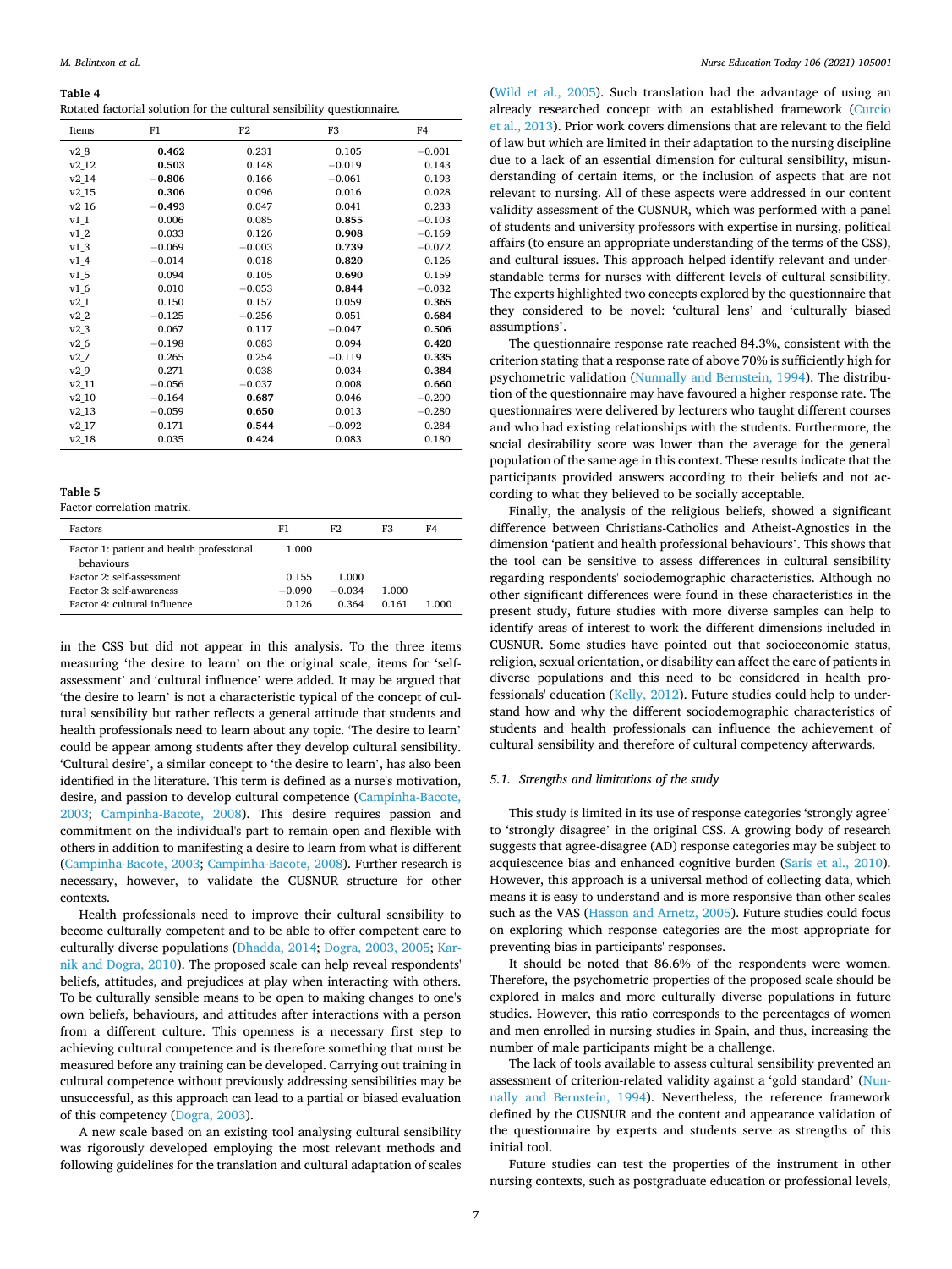**Table 4**
Rotated factorial solution for the cultural sensibility questionnaire.

| Items | F1 | F2 | F3 | F4 |
|---|---|---|---|---|
| v2_8 | **0.462** | 0.231 | 0.105 | −0.001 |
| v2_12 | **0.503** | 0.148 | −0.019 | 0.143 |
| v2_14 | **−0.806** | 0.166 | −0.061 | 0.193 |
| v2_15 | **0.306** | 0.096 | 0.016 | 0.028 |
| v2_16 | **−0.493** | 0.047 | 0.041 | 0.233 |
| v1_1 | 0.006 | 0.085 | **0.855** | −0.103 |
| v1_2 | 0.033 | 0.126 | **0.908** | −0.169 |
| v1_3 | −0.069 | −0.003 | **0.739** | −0.072 |
| v1_4 | −0.014 | 0.018 | **0.820** | 0.126 |
| v1_5 | 0.094 | 0.105 | **0.690** | 0.159 |
| v1_6 | 0.010 | −0.053 | **0.844** | −0.032 |
| v2_1 | 0.150 | 0.157 | 0.059 | **0.365** |
| v2_2 | −0.125 | −0.256 | 0.051 | **0.684** |
| v2_3 | 0.067 | 0.117 | −0.047 | **0.506** |
| v2_6 | −0.198 | 0.083 | 0.094 | **0.420** |
| v2_7 | 0.265 | 0.254 | −0.119 | **0.335** |
| v2_9 | 0.271 | 0.038 | 0.034 | **0.384** |
| v2_11 | −0.056 | −0.037 | 0.008 | **0.660** |
| v2_10 | −0.164 | **0.687** | 0.046 | −0.200 |
| v2_13 | −0.059 | **0.650** | 0.013 | −0.280 |
| v2_17 | 0.171 | **0.544** | −0.092 | 0.284 |
| v2_18 | 0.035 | **0.424** | 0.083 | 0.180 |

**Table 5**
Factor correlation matrix.

| Factors | F1 | F2 | F3 | F4 |
|---|---|---|---|---|
| Factor 1: patient and health professional behaviours | 1.000 | | | |
| Factor 2: self-assessment | 0.155 | 1.000 | | |
| Factor 3: self-awareness | −0.090 | −0.034 | 1.000 | |
| Factor 4: cultural influence | 0.126 | 0.364 | 0.161 | 1.000 |

in the CSS but did not appear in this analysis. To the three items measuring 'the desire to learn' on the original scale, items for 'self-assessment' and 'cultural influence' were added. It may be argued that 'the desire to learn' is not a characteristic typical of the concept of cultural sensibility but rather reflects a general attitude that students and health professionals need to learn about any topic. 'The desire to learn' could be appear among students after they develop cultural sensibility. 'Cultural desire', a similar concept to 'the desire to learn', has also been identified in the literature. This term is defined as a nurse's motivation, desire, and passion to develop cultural competence (Campinha-Bacote, 2003; Campinha-Bacote, 2008). This desire requires passion and commitment on the individual's part to remain open and flexible with others in addition to manifesting a desire to learn from what is different (Campinha-Bacote, 2003; Campinha-Bacote, 2008). Further research is necessary, however, to validate the CUSNUR structure for other contexts.

Health professionals need to improve their cultural sensibility to become culturally competent and to be able to offer competent care to culturally diverse populations (Dhadda, 2014; Dogra, 2003, 2005; Karnik and Dogra, 2010). The proposed scale can help reveal respondents' beliefs, attitudes, and prejudices at play when interacting with others. To be culturally sensible means to be open to making changes to one's own beliefs, behaviours, and attitudes after interactions with a person from a different culture. This openness is a necessary first step to achieving cultural competence and is therefore something that must be measured before any training can be developed. Carrying out training in cultural competence without previously addressing sensibilities may be unsuccessful, as this approach can lead to a partial or biased evaluation of this competency (Dogra, 2003).

A new scale based on an existing tool analysing cultural sensibility was rigorously developed employing the most relevant methods and following guidelines for the translation and cultural adaptation of scales (Wild et al., 2005). Such translation had the advantage of using an already researched concept with an established framework (Curcio et al., 2013). Prior work covers dimensions that are relevant to the field of law but which are limited in their adaptation to the nursing discipline due to a lack of an essential dimension for cultural sensibility, misunderstanding of certain items, or the inclusion of aspects that are not relevant to nursing. All of these aspects were addressed in our content validity assessment of the CUSNUR, which was performed with a panel of students and university professors with expertise in nursing, political affairs (to ensure an appropriate understanding of the terms of the CSS), and cultural issues. This approach helped identify relevant and understandable terms for nurses with different levels of cultural sensibility. The experts highlighted two concepts explored by the questionnaire that they considered to be novel: 'cultural lens' and 'culturally biased assumptions'.

The questionnaire response rate reached 84.3%, consistent with the criterion stating that a response rate of above 70% is sufficiently high for psychometric validation (Nunnally and Bernstein, 1994). The distribution of the questionnaire may have favoured a higher response rate. The questionnaires were delivered by lecturers who taught different courses and who had existing relationships with the students. Furthermore, the social desirability score was lower than the average for the general population of the same age in this context. These results indicate that the participants provided answers according to their beliefs and not according to what they believed to be socially acceptable.

Finally, the analysis of the religious beliefs, showed a significant difference between Christians-Catholics and Atheist-Agnostics in the dimension 'patient and health professional behaviours'. This shows that the tool can be sensitive to assess differences in cultural sensibility regarding respondents' sociodemographic characteristics. Although no other significant differences were found in these characteristics in the present study, future studies with more diverse samples can help to identify areas of interest to work the different dimensions included in CUSNUR. Some studies have pointed out that socioeconomic status, religion, sexual orientation, or disability can affect the care of patients in diverse populations and this need to be considered in health professionals' education (Kelly, 2012). Future studies could help to understand how and why the different sociodemographic characteristics of students and health professionals can influence the achievement of cultural sensibility and therefore of cultural competency afterwards.

### 5.1. Strengths and limitations of the study

This study is limited in its use of response categories 'strongly agree' to 'strongly disagree' in the original CSS. A growing body of research suggests that agree-disagree (AD) response categories may be subject to acquiescence bias and enhanced cognitive burden (Saris et al., 2010). However, this approach is a universal method of collecting data, which means it is easy to understand and is more responsive than other scales such as the VAS (Hasson and Arnetz, 2005). Future studies could focus on exploring which response categories are the most appropriate for preventing bias in participants' responses.

It should be noted that 86.6% of the respondents were women. Therefore, the psychometric properties of the proposed scale should be explored in males and more culturally diverse populations in future studies. However, this ratio corresponds to the percentages of women and men enrolled in nursing studies in Spain, and thus, increasing the number of male participants might be a challenge.

The lack of tools available to assess cultural sensibility prevented an assessment of criterion-related validity against a 'gold standard' (Nunnally and Bernstein, 1994). Nevertheless, the reference framework defined by the CUSNUR and the content and appearance validation of the questionnaire by experts and students serve as strengths of this initial tool.

Future studies can test the properties of the instrument in other nursing contexts, such as postgraduate education or professional levels,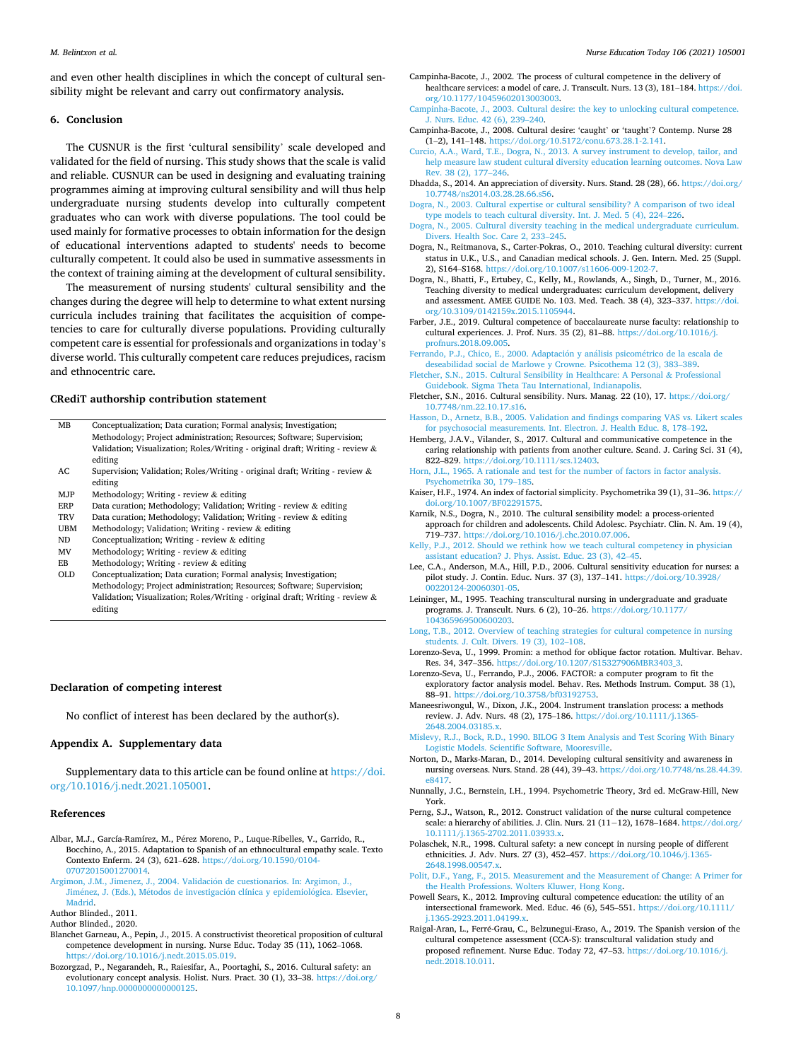and even other health disciplines in which the concept of cultural sensibility might be relevant and carry out confirmatory analysis.

## 6. Conclusion

The CUSNUR is the first 'cultural sensibility' scale developed and validated for the field of nursing. This study shows that the scale is valid and reliable. CUSNUR can be used in designing and evaluating training programmes aiming at improving cultural sensibility and will thus help undergraduate nursing students develop into culturally competent graduates who can work with diverse populations. The tool could be used mainly for formative processes to obtain information for the design of educational interventions adapted to students' needs to become culturally competent. It could also be used in summative assessments in the context of training aiming at the development of cultural sensibility.

The measurement of nursing students' cultural sensibility and the changes during the degree will help to determine to what extent nursing curricula includes training that facilitates the acquisition of competencies to care for culturally diverse populations. Providing culturally competent care is essential for professionals and organizations in today's diverse world. This culturally competent care reduces prejudices, racism and ethnocentric care.

## CRediT authorship contribution statement

| | |
|---|---|
| MB | Conceptualization; Data curation; Formal analysis; Investigation; Methodology; Project administration; Resources; Software; Supervision; Validation; Visualization; Roles/Writing - original draft; Writing - review & editing |
| AC | Supervision; Validation; Roles/Writing - original draft; Writing - review & editing |
| MJP | Methodology; Writing - review & editing |
| ERP | Data curation; Methodology; Validation; Writing - review & editing |
| TRV | Data curation; Methodology; Validation; Writing - review & editing |
| UBM | Methodology; Validation; Writing - review & editing |
| ND | Conceptualization; Writing - review & editing |
| MV | Methodology; Writing - review & editing |
| EB | Methodology; Writing - review & editing |
| OLD | Conceptualization; Data curation; Formal analysis; Investigation; Methodology; Project administration; Resources; Software; Supervision; Validation; Visualization; Roles/Writing - original draft; Writing - review & editing |

## Declaration of competing interest

No conflict of interest has been declared by the author(s).

## Appendix A. Supplementary data

Supplementary data to this article can be found online at https://doi.org/10.1016/j.nedt.2021.105001.

## References

Albar, M.J., García-Ramírez, M., Pérez Moreno, P., Luque-Ribelles, V., Garrido, R., Bocchino, A., 2015. Adaptation to Spanish of an ethnocultural empathy scale. Texto Contexto Enferm. 24 (3), 621–628. https://doi.org/10.1590/0104-07072015001270014.

Argimon, J.M., Jimenez, J., 2004. Validación de cuestionarios. In: Argimon, J., Jiménez, J. (Eds.), Métodos de investigación clínica y epidemiológica. Elsevier, Madrid.

Author Blinded., 2011.

Author Blinded., 2020.

Blanchet Garneau, A., Pepin, J., 2015. A constructivist theoretical proposition of cultural competence development in nursing. Nurse Educ. Today 35 (11), 1062–1068. https://doi.org/10.1016/j.nedt.2015.05.019.

Bozorgzad, P., Negarandeh, R., Raiesifar, A., Poortaghi, S., 2016. Cultural safety: an evolutionary concept analysis. Holist. Nurs. Pract. 30 (1), 33–38. https://doi.org/10.1097/hnp.0000000000000125.

Campinha-Bacote, J., 2002. The process of cultural competence in the delivery of healthcare services: a model of care. J. Transcult. Nurs. 13 (3), 181–184. https://doi.org/10.1177/10459602013003003.

Campinha-Bacote, J., 2003. Cultural desire: the key to unlocking cultural competence. J. Nurs. Educ. 42 (6), 239–240.

Campinha-Bacote, J., 2008. Cultural desire: 'caught' or 'taught'? Contemp. Nurse 28 (1–2), 141–148. https://doi.org/10.5172/conu.673.28.1-2.141.

Curcio, A.A., Ward, T.E., Dogra, N., 2013. A survey instrument to develop, tailor, and help measure law student cultural diversity education learning outcomes. Nova Law Rev. 38 (2), 177–246.

Dhadda, S., 2014. An appreciation of diversity. Nurs. Stand. 28 (28), 66. https://doi.org/10.7748/ns2014.03.28.28.66.s56.

Dogra, N., 2003. Cultural expertise or cultural sensibility? A comparison of two ideal type models to teach cultural diversity. Int. J. Med. 5 (4), 224–226.

Dogra, N., 2005. Cultural diversity teaching in the medical undergraduate curriculum. Divers. Health Soc. Care 2, 233–245.

Dogra, N., Reitmanova, S., Carter-Pokras, O., 2010. Teaching cultural diversity: current status in U.K., U.S., and Canadian medical schools. J. Gen. Intern. Med. 25 (Suppl. 2), S164–S168. https://doi.org/10.1007/s11606-009-1202-7.

Dogra, N., Bhatti, F., Ertubey, C., Kelly, M., Rowlands, A., Singh, D., Turner, M., 2016. Teaching diversity to medical undergraduates: curriculum development, delivery and assessment. AMEE GUIDE No. 103. Med. Teach. 38 (4), 323–337. https://doi.org/10.3109/0142159x.2015.1105944.

Farber, J.E., 2019. Cultural competence of baccalaureate nurse faculty: relationship to cultural experiences. J. Prof. Nurs. 35 (2), 81–88. https://doi.org/10.1016/j.profnurs.2018.09.005.

Ferrando, P.J., Chico, E., 2000. Adaptación y análisis psicométrico de la escala de deseabilidad social de Marlowe y Crowne. Psicothema 12 (3), 383–389.

Fletcher, S.N., 2015. Cultural Sensibility in Healthcare: A Personal & Professional Guidebook. Sigma Theta Tau International, Indianapolis.

Fletcher, S.N., 2016. Cultural sensibility. Nurs. Manag. 22 (10), 17. https://doi.org/10.7748/nm.22.10.17.s16.

Hasson, D., Arnetz, B.B., 2005. Validation and findings comparing VAS vs. Likert scales for psychosocial measurements. Int. Electron. J. Health Educ. 8, 178–192.

Hemberg, J.A.V., Vilander, S., 2017. Cultural and communicative competence in the caring relationship with patients from another culture. Scand. J. Caring Sci. 31 (4), 822–829. https://doi.org/10.1111/scs.12403.

Horn, J.L., 1965. A rationale and test for the number of factors in factor analysis. Psychometrika 30, 179–185.

Kaiser, H.F., 1974. An index of factorial simplicity. Psychometrika 39 (1), 31–36. https://doi.org/10.1007/BF02291575.

Karnik, N.S., Dogra, N., 2010. The cultural sensibility model: a process-oriented approach for children and adolescents. Child Adolesc. Psychiatr. Clin. N. Am. 19 (4), 719–737. https://doi.org/10.1016/j.chc.2010.07.006.

Kelly, P.J., 2012. Should we rethink how we teach cultural competency in physician assistant education? J. Phys. Assist. Educ. 23 (3), 42–45.

Lee, C.A., Anderson, M.A., Hill, P.D., 2006. Cultural sensitivity education for nurses: a pilot study. J. Contin. Educ. Nurs. 37 (3), 137–141. https://doi.org/10.3928/00220124-20060301-05.

Leininger, M., 1995. Teaching transcultural nursing in undergraduate and graduate programs. J. Transcult. Nurs. 6 (2), 10–26. https://doi.org/10.1177/104365969500600203.

Long, T.B., 2012. Overview of teaching strategies for cultural competence in nursing students. J. Cult. Divers. 19 (3), 102–108.

Lorenzo-Seva, U., 1999. Promin: a method for oblique factor rotation. Multivar. Behav. Res. 34, 347–356. https://doi.org/10.1207/S15327906MBR3403_3.

Lorenzo-Seva, U., Ferrando, P.J., 2006. FACTOR: a computer program to fit the exploratory factor analysis model. Behav. Res. Methods Instrum. Comput. 38 (1), 88–91. https://doi.org/10.3758/bf03192753.

Maneesriwongul, W., Dixon, J.K., 2004. Instrument translation process: a methods review. J. Adv. Nurs. 48 (2), 175–186. https://doi.org/10.1111/j.1365-2648.2004.03185.x.

Mislevy, R.J., Bock, R.D., 1990. BILOG 3 Item Analysis and Test Scoring With Binary Logistic Models. Scientific Software, Mooresville.

Norton, D., Marks-Maran, D., 2014. Developing cultural sensitivity and awareness in nursing overseas. Nurs. Stand. 28 (44), 39–43. https://doi.org/10.7748/ns.28.44.39.e8417.

Nunnally, J.C., Bernstein, I.H., 1994. Psychometric Theory, 3rd ed. McGraw-Hill, New York.

Perng, S.J., Watson, R., 2012. Construct validation of the nurse cultural competence scale: a hierarchy of abilities. J. Clin. Nurs. 21 (11–12), 1678–1684. https://doi.org/10.1111/j.1365-2702.2011.03933.x.

Polaschek, N.R., 1998. Cultural safety: a new concept in nursing people of different ethnicities. J. Adv. Nurs. 27 (3), 452–457. https://doi.org/10.1046/j.1365-2648.1998.00547.x.

Polit, D.F., Yang, F., 2015. Measurement and the Measurement of Change: A Primer for the Health Professions. Wolters Kluwer, Hong Kong.

Powell Sears, K., 2012. Improving cultural competence education: the utility of an intersectional framework. Med. Educ. 46 (6), 545–551. https://doi.org/10.1111/j.1365-2923.2011.04199.x.

Raigal-Aran, L., Ferré-Grau, C., Belzunegui-Eraso, A., 2019. The Spanish version of the cultural competence assessment (CCA-S): transcultural validation study and proposed refinement. Nurse Educ. Today 72, 47–53. https://doi.org/10.1016/j.nedt.2018.10.011.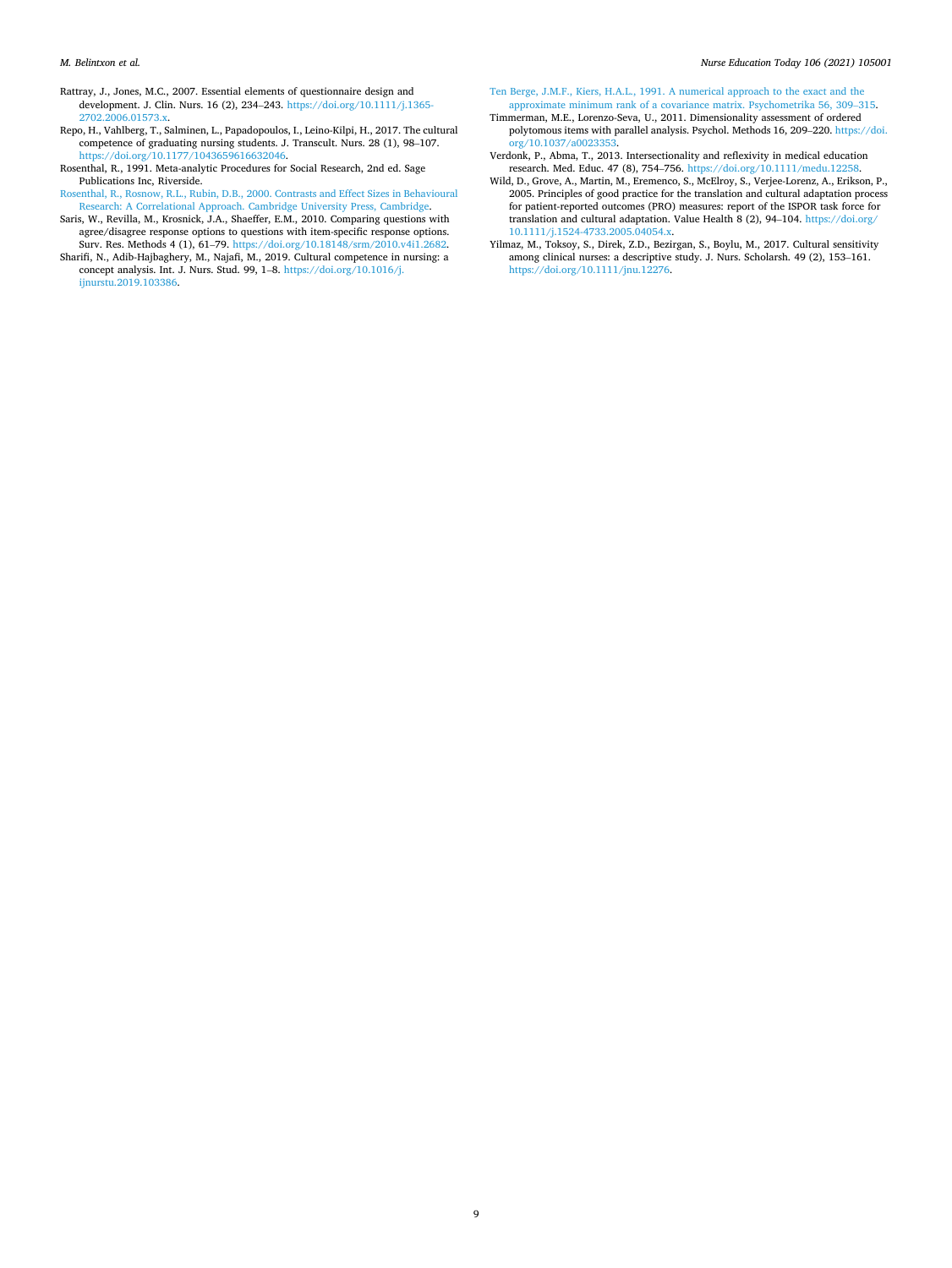Rattray, J., Jones, M.C., 2007. Essential elements of questionnaire design and development. J. Clin. Nurs. 16 (2), 234–243. https://doi.org/10.1111/j.1365-2702.2006.01573.x.

Repo, H., Vahlberg, T., Salminen, L., Papadopoulos, I., Leino-Kilpi, H., 2017. The cultural competence of graduating nursing students. J. Transcult. Nurs. 28 (1), 98–107. https://doi.org/10.1177/1043659616632046.

Rosenthal, R., 1991. Meta-analytic Procedures for Social Research, 2nd ed. Sage Publications Inc, Riverside.

Rosenthal, R., Rosnow, R.L., Rubin, D.B., 2000. Contrasts and Effect Sizes in Behavioural Research: A Correlational Approach. Cambridge University Press, Cambridge.

Saris, W., Revilla, M., Krosnick, J.A., Shaeffer, E.M., 2010. Comparing questions with agree/disagree response options to questions with item-specific response options. Surv. Res. Methods 4 (1), 61–79. https://doi.org/10.18148/srm/2010.v4i1.2682.

Sharifi, N., Adib-Hajbaghery, M., Najafi, M., 2019. Cultural competence in nursing: a concept analysis. Int. J. Nurs. Stud. 99, 1–8. https://doi.org/10.1016/j.ijnurstu.2019.103386.

Ten Berge, J.M.F., Kiers, H.A.L., 1991. A numerical approach to the exact and the approximate minimum rank of a covariance matrix. Psychometrika 56, 309–315.

Timmerman, M.E., Lorenzo-Seva, U., 2011. Dimensionality assessment of ordered polytomous items with parallel analysis. Psychol. Methods 16, 209–220. https://doi.org/10.1037/a0023353.

Verdonk, P., Abma, T., 2013. Intersectionality and reflexivity in medical education research. Med. Educ. 47 (8), 754–756. https://doi.org/10.1111/medu.12258.

Wild, D., Grove, A., Martin, M., Eremenco, S., McElroy, S., Verjee-Lorenz, A., Erikson, P., 2005. Principles of good practice for the translation and cultural adaptation process for patient-reported outcomes (PRO) measures: report of the ISPOR task force for translation and cultural adaptation. Value Health 8 (2), 94–104. https://doi.org/10.1111/j.1524-4733.2005.04054.x.

Yilmaz, M., Toksoy, S., Direk, Z.D., Bezirgan, S., Boylu, M., 2017. Cultural sensitivity among clinical nurses: a descriptive study. J. Nurs. Scholarsh. 49 (2), 153–161. https://doi.org/10.1111/jnu.12276.